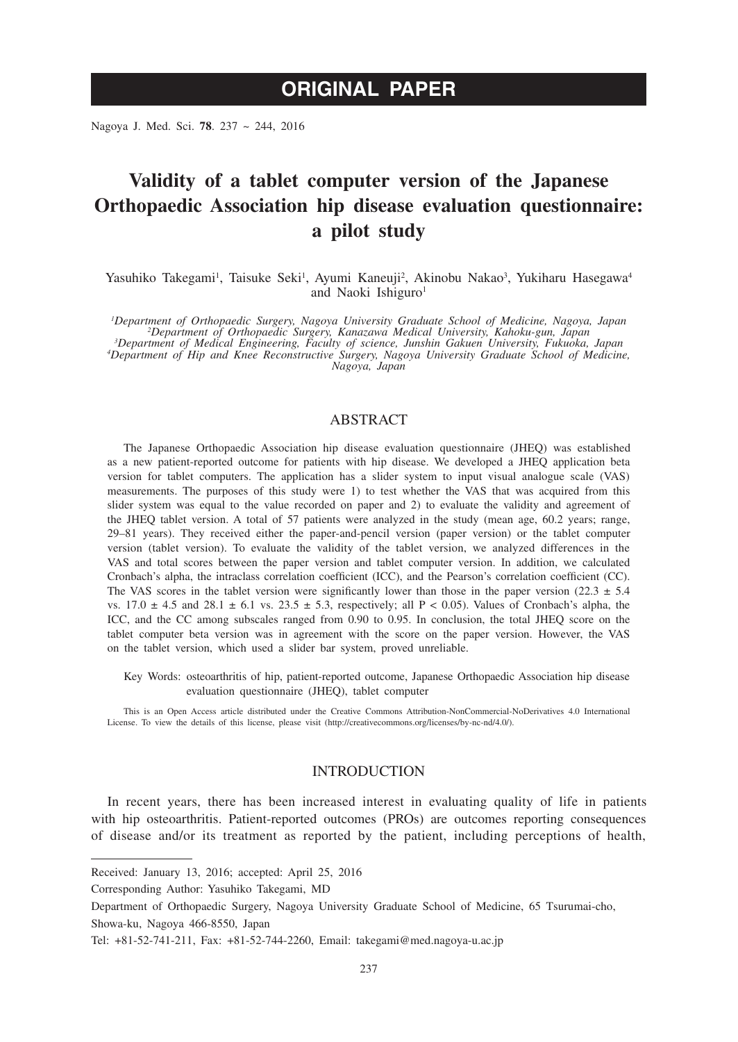# ORIGINAL PAPER

# Validity of a tablet computer version of the Japanese Orthopaedic Association hip disease evaluation questionnaire: a pilot study

Yasuhiko Takegami[1], Taisuke Seki[1], Ayumi Kaneuji[2], Akinobu Nakao[3], Yukiharu Hasegawa[4] and Naoki Ishiguro[1]

[1]*Department of Orthopaedic Surgery, Nagoya University Graduate School of Medicine, Nagoya, Japan*
[2]*Department of Orthopaedic Surgery, Kanazawa Medical University, Kahoku-gun, Japan*
[3]*Department of Medical Engineering, Faculty of science, Junshin Gakuen University, Fukuoka, Japan*
[4]*Department of Hip and Knee Reconstructive Surgery, Nagoya University Graduate School of Medicine, Nagoya, Japan*

## ABSTRACT

The Japanese Orthopaedic Association hip disease evaluation questionnaire (JHEQ) was established as a new patient-reported outcome for patients with hip disease. We developed a JHEQ application beta version for tablet computers. The application has a slider system to input visual analogue scale (VAS) measurements. The purposes of this study were 1) to test whether the VAS that was acquired from this slider system was equal to the value recorded on paper and 2) to evaluate the validity and agreement of the JHEQ tablet version. A total of 57 patients were analyzed in the study (mean age, 60.2 years; range, 29–81 years). They received either the paper-and-pencil version (paper version) or the tablet computer version (tablet version). To evaluate the validity of the tablet version, we analyzed differences in the VAS and total scores between the paper version and tablet computer version. In addition, we calculated Cronbach's alpha, the intraclass correlation coefficient (ICC), and the Pearson's correlation coefficient (CC). The VAS scores in the tablet version were significantly lower than those in the paper version ($22.3 \pm 5.4$ vs. $17.0 \pm 4.5$ and $28.1 \pm 6.1$ vs. $23.5 \pm 5.3$, respectively; all $P < 0.05$). Values of Cronbach's alpha, the ICC, and the CC among subscales ranged from 0.90 to 0.95. In conclusion, the total JHEQ score on the tablet computer beta version was in agreement with the score on the paper version. However, the VAS on the tablet version, which used a slider bar system, proved unreliable.

Key Words: osteoarthritis of hip, patient-reported outcome, Japanese Orthopaedic Association hip disease evaluation questionnaire (JHEQ), tablet computer

This is an Open Access article distributed under the Creative Commons Attribution-NonCommercial-NoDerivatives 4.0 International License. To view the details of this license, please visit (http://creativecommons.org/licenses/by-nc-nd/4.0/).

## INTRODUCTION

In recent years, there has been increased interest in evaluating quality of life in patients with hip osteoarthritis. Patient-reported outcomes (PROs) are outcomes reporting consequences of disease and/or its treatment as reported by the patient, including perceptions of health,

---

Received: January 13, 2016; accepted: April 25, 2016

Corresponding Author: Yasuhiko Takegami, MD

Department of Orthopaedic Surgery, Nagoya University Graduate School of Medicine, 65 Tsurumai-cho, Showa-ku, Nagoya 466-8550, Japan

Tel: +81-52-741-211, Fax: +81-52-744-2260, Email: takegami@med.nagoya-u.ac.jp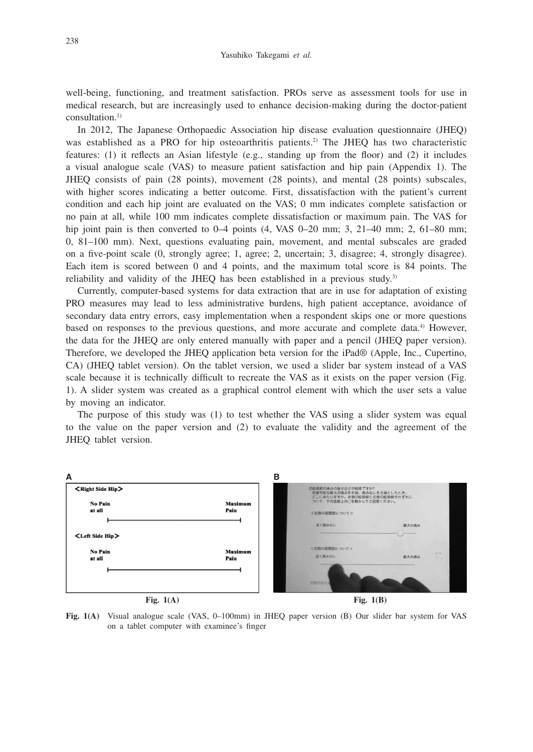well-being, functioning, and treatment satisfaction. PROs serve as assessment tools for use in medical research, but are increasingly used to enhance decision-making during the doctor-patient consultation.[1]

In 2012, The Japanese Orthopaedic Association hip disease evaluation questionnaire (JHEQ) was established as a PRO for hip osteoarthritis patients.[2] The JHEQ has two characteristic features: (1) it reflects an Asian lifestyle (e.g., standing up from the floor) and (2) it includes a visual analogue scale (VAS) to measure patient satisfaction and hip pain (Appendix 1). The JHEQ consists of pain (28 points), movement (28 points), and mental (28 points) subscales, with higher scores indicating a better outcome. First, dissatisfaction with the patient's current condition and each hip joint are evaluated on the VAS; 0 mm indicates complete satisfaction or no pain at all, while 100 mm indicates complete dissatisfaction or maximum pain. The VAS for hip joint pain is then converted to 0–4 points (4, VAS 0–20 mm; 3, 21–40 mm; 2, 61–80 mm; 0, 81–100 mm). Next, questions evaluating pain, movement, and mental subscales are graded on a five-point scale (0, strongly agree; 1, agree; 2, uncertain; 3, disagree; 4, strongly disagree). Each item is scored between 0 and 4 points, and the maximum total score is 84 points. The reliability and validity of the JHEQ has been established in a previous study.[3]

Currently, computer-based systems for data extraction that are in use for adaptation of existing PRO measures may lead to less administrative burdens, high patient acceptance, avoidance of secondary data entry errors, easy implementation when a respondent skips one or more questions based on responses to the previous questions, and more accurate and complete data.[4] However, the data for the JHEQ are only entered manually with paper and a pencil (JHEQ paper version). Therefore, we developed the JHEQ application beta version for the iPad® (Apple, Inc., Cupertino, CA) (JHEQ tablet version). On the tablet version, we used a slider bar system instead of a VAS scale because it is technically difficult to recreate the VAS as it exists on the paper version (Fig. 1). A slider system was created as a graphical control element with which the user sets a value by moving an indicator.

The purpose of this study was (1) to test whether the VAS using a slider system was equal to the value on the paper version and (2) to evaluate the validity and the agreement of the JHEQ tablet version.

**Fig. 1(A)** Visual analogue scale (VAS, 0–100mm) in JHEQ paper version (B) Our slider bar system for VAS on a tablet computer with examinee's finger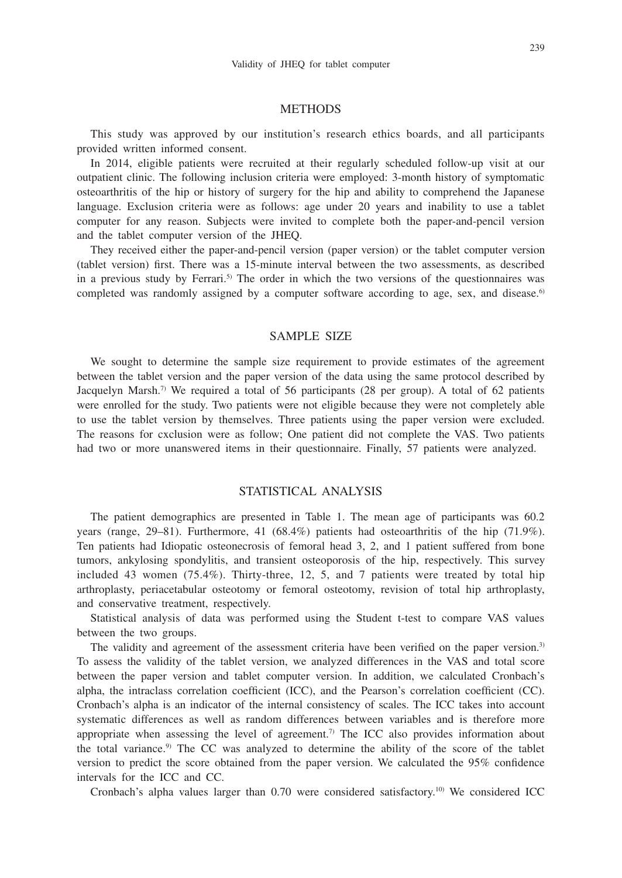## METHODS

This study was approved by our institution's research ethics boards, and all participants provided written informed consent.

In 2014, eligible patients were recruited at their regularly scheduled follow-up visit at our outpatient clinic. The following inclusion criteria were employed: 3-month history of symptomatic osteoarthritis of the hip or history of surgery for the hip and ability to comprehend the Japanese language. Exclusion criteria were as follows: age under 20 years and inability to use a tablet computer for any reason. Subjects were invited to complete both the paper-and-pencil version and the tablet computer version of the JHEQ.

They received either the paper-and-pencil version (paper version) or the tablet computer version (tablet version) first. There was a 15-minute interval between the two assessments, as described in a previous study by Ferrari.[5] The order in which the two versions of the questionnaires was completed was randomly assigned by a computer software according to age, sex, and disease.[6]

## SAMPLE SIZE

We sought to determine the sample size requirement to provide estimates of the agreement between the tablet version and the paper version of the data using the same protocol described by Jacquelyn Marsh.[7] We required a total of 56 participants (28 per group). A total of 62 patients were enrolled for the study. Two patients were not eligible because they were not completely able to use the tablet version by themselves. Three patients using the paper version were excluded. The reasons for cxclusion were as follow; One patient did not complete the VAS. Two patients had two or more unanswered items in their questionnaire. Finally, 57 patients were analyzed.

## STATISTICAL ANALYSIS

The patient demographics are presented in Table 1. The mean age of participants was 60.2 years (range, 29–81). Furthermore, 41 (68.4%) patients had osteoarthritis of the hip (71.9%). Ten patients had Idiopatic osteonecrosis of femoral head 3, 2, and 1 patient suffered from bone tumors, ankylosing spondylitis, and transient osteoporosis of the hip, respectively. This survey included 43 women (75.4%). Thirty-three, 12, 5, and 7 patients were treated by total hip arthroplasty, periacetabular osteotomy or femoral osteotomy, revision of total hip arthroplasty, and conservative treatment, respectively.

Statistical analysis of data was performed using the Student t-test to compare VAS values between the two groups.

The validity and agreement of the assessment criteria have been verified on the paper version.[3] To assess the validity of the tablet version, we analyzed differences in the VAS and total score between the paper version and tablet computer version. In addition, we calculated Cronbach's alpha, the intraclass correlation coefficient (ICC), and the Pearson's correlation coefficient (CC). Cronbach's alpha is an indicator of the internal consistency of scales. The ICC takes into account systematic differences as well as random differences between variables and is therefore more appropriate when assessing the level of agreement.[7] The ICC also provides information about the total variance.[9] The CC was analyzed to determine the ability of the score of the tablet version to predict the score obtained from the paper version. We calculated the 95% confidence intervals for the ICC and CC.

Cronbach's alpha values larger than 0.70 were considered satisfactory.[10] We considered ICC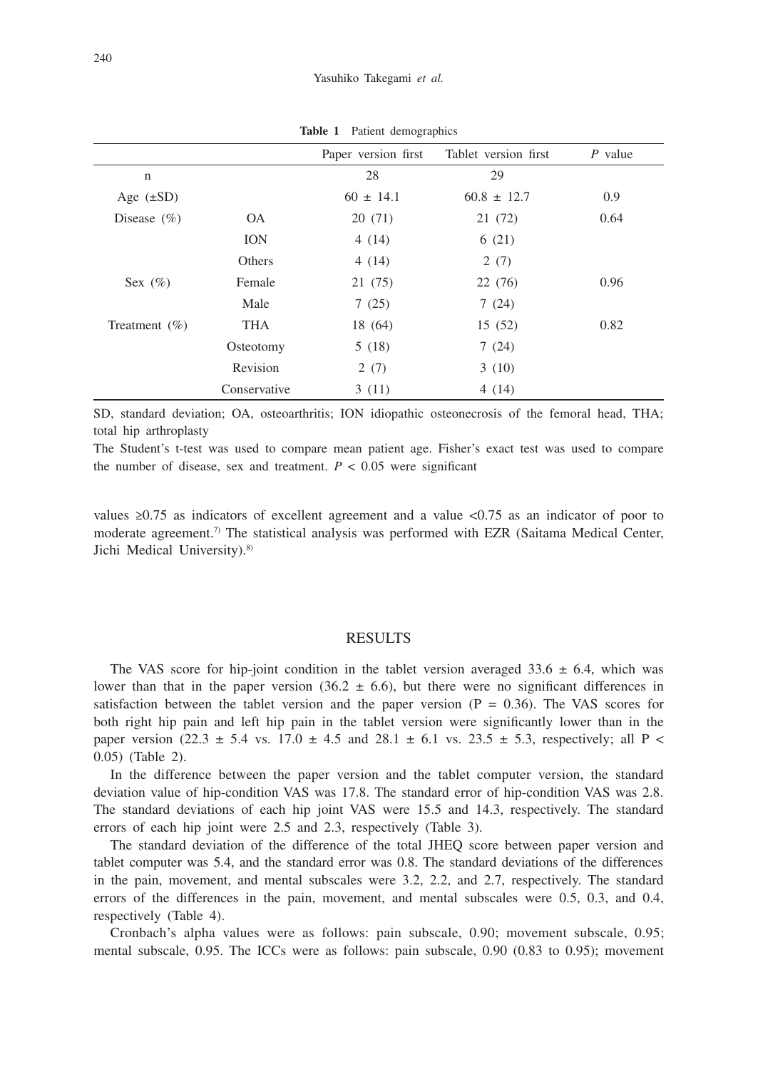**Table 1** Patient demographics

| | | Paper version first | Tablet version first | *P* value |
|---|---|---|---|---|
| n | | 28 | 29 | |
| Age (±SD) | | 60 ± 14.1 | 60.8 ± 12.7 | 0.9 |
| Disease (%) | OA | 20 (71) | 21 (72) | 0.64 |
| | ION | 4 (14) | 6 (21) | |
| | Others | 4 (14) | 2 (7) | |
| Sex (%) | Female | 21 (75) | 22 (76) | 0.96 |
| | Male | 7 (25) | 7 (24) | |
| Treatment (%) | THA | 18 (64) | 15 (52) | 0.82 |
| | Osteotomy | 5 (18) | 7 (24) | |
| | Revision | 2 (7) | 3 (10) | |
| | Conservative | 3 (11) | 4 (14) | |

SD, standard deviation; OA, osteoarthritis; ION idiopathic osteonecrosis of the femoral head, THA; total hip arthroplasty

The Student's t-test was used to compare mean patient age. Fisher's exact test was used to compare the number of disease, sex and treatment. $P < 0.05$ were significant

values ≥0.75 as indicators of excellent agreement and a value <0.75 as an indicator of poor to moderate agreement.[7] The statistical analysis was performed with EZR (Saitama Medical Center, Jichi Medical University).[8]

## RESULTS

The VAS score for hip-joint condition in the tablet version averaged 33.6 ± 6.4, which was lower than that in the paper version (36.2 ± 6.6), but there were no significant differences in satisfaction between the tablet version and the paper version ($P = 0.36$). The VAS scores for both right hip pain and left hip pain in the tablet version were significantly lower than in the paper version (22.3 ± 5.4 vs. 17.0 ± 4.5 and 28.1 ± 6.1 vs. 23.5 ± 5.3, respectively; all $P < 0.05$) (Table 2).

In the difference between the paper version and the tablet computer version, the standard deviation value of hip-condition VAS was 17.8. The standard error of hip-condition VAS was 2.8. The standard deviations of each hip joint VAS were 15.5 and 14.3, respectively. The standard errors of each hip joint were 2.5 and 2.3, respectively (Table 3).

The standard deviation of the difference of the total JHEQ score between paper version and tablet computer was 5.4, and the standard error was 0.8. The standard deviations of the differences in the pain, movement, and mental subscales were 3.2, 2.2, and 2.7, respectively. The standard errors of the differences in the pain, movement, and mental subscales were 0.5, 0.3, and 0.4, respectively (Table 4).

Cronbach's alpha values were as follows: pain subscale, 0.90; movement subscale, 0.95; mental subscale, 0.95. The ICCs were as follows: pain subscale, 0.90 (0.83 to 0.95); movement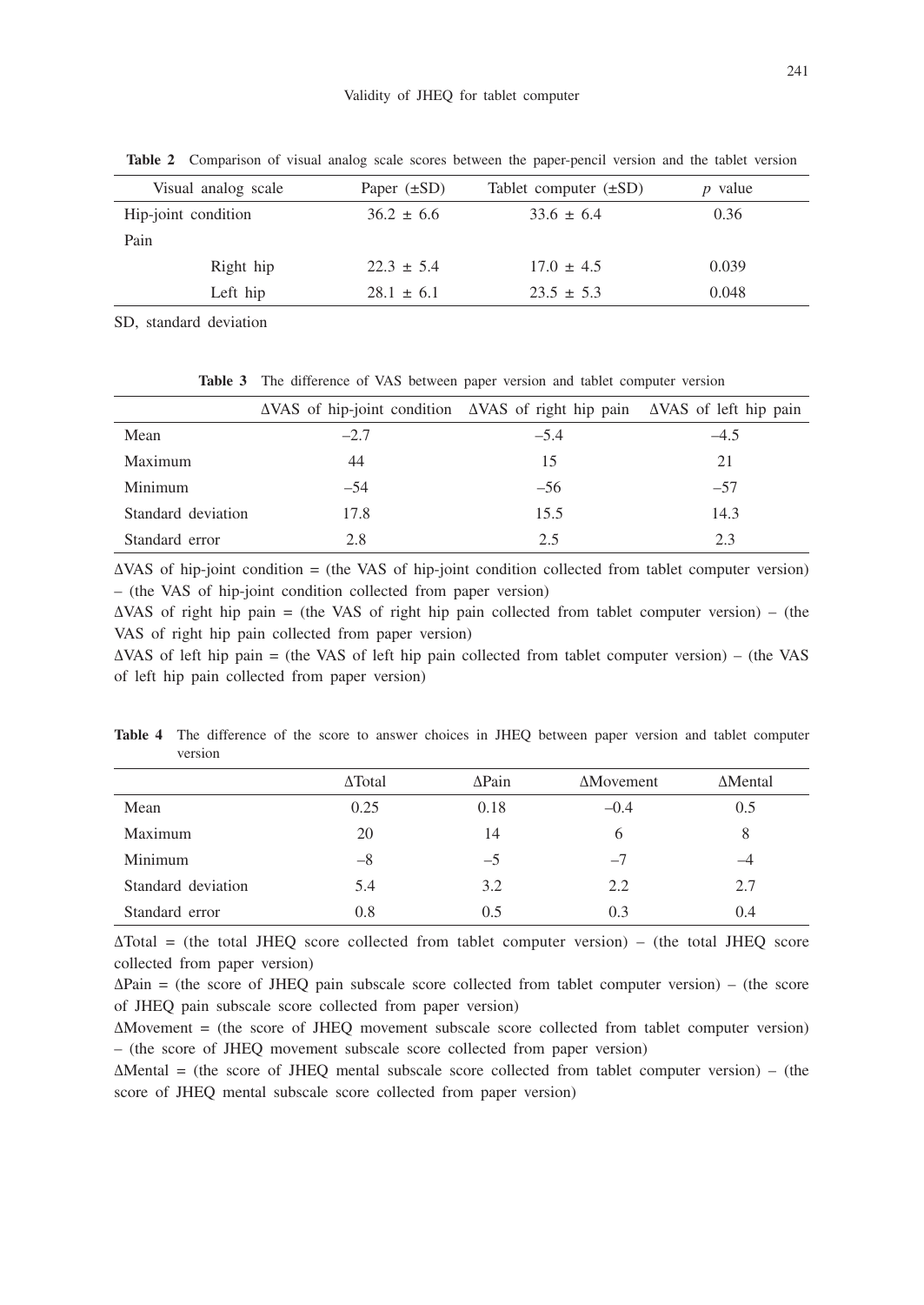**Table 2** Comparison of visual analog scale scores between the paper-pencil version and the tablet version

| Visual analog scale | Paper (±SD) | Tablet computer (±SD) | *p* value |
|---|---|---|---|
| Hip-joint condition | 36.2 ± 6.6 | 33.6 ± 6.4 | 0.36 |
| Pain | | | |
| Right hip | 22.3 ± 5.4 | 17.0 ± 4.5 | 0.039 |
| Left hip | 28.1 ± 6.1 | 23.5 ± 5.3 | 0.048 |

SD, standard deviation

**Table 3** The difference of VAS between paper version and tablet computer version

| | ΔVAS of hip-joint condition | ΔVAS of right hip pain | ΔVAS of left hip pain |
|---|---|---|---|
| Mean | –2.7 | –5.4 | –4.5 |
| Maximum | 44 | 15 | 21 |
| Minimum | –54 | –56 | –57 |
| Standard deviation | 17.8 | 15.5 | 14.3 |
| Standard error | 2.8 | 2.5 | 2.3 |

ΔVAS of hip-joint condition = (the VAS of hip-joint condition collected from tablet computer version) – (the VAS of hip-joint condition collected from paper version)

ΔVAS of right hip pain = (the VAS of right hip pain collected from tablet computer version) – (the VAS of right hip pain collected from paper version)

ΔVAS of left hip pain = (the VAS of left hip pain collected from tablet computer version) – (the VAS of left hip pain collected from paper version)

**Table 4** The difference of the score to answer choices in JHEQ between paper version and tablet computer version

| | ΔTotal | ΔPain | ΔMovement | ΔMental |
|---|---|---|---|---|
| Mean | 0.25 | 0.18 | –0.4 | 0.5 |
| Maximum | 20 | 14 | 6 | 8 |
| Minimum | –8 | –5 | –7 | –4 |
| Standard deviation | 5.4 | 3.2 | 2.2 | 2.7 |
| Standard error | 0.8 | 0.5 | 0.3 | 0.4 |

ΔTotal = (the total JHEQ score collected from tablet computer version) – (the total JHEQ score collected from paper version)

ΔPain = (the score of JHEQ pain subscale score collected from tablet computer version) – (the score of JHEQ pain subscale score collected from paper version)

ΔMovement = (the score of JHEQ movement subscale score collected from tablet computer version) – (the score of JHEQ movement subscale score collected from paper version)

ΔMental = (the score of JHEQ mental subscale score collected from tablet computer version) – (the score of JHEQ mental subscale score collected from paper version)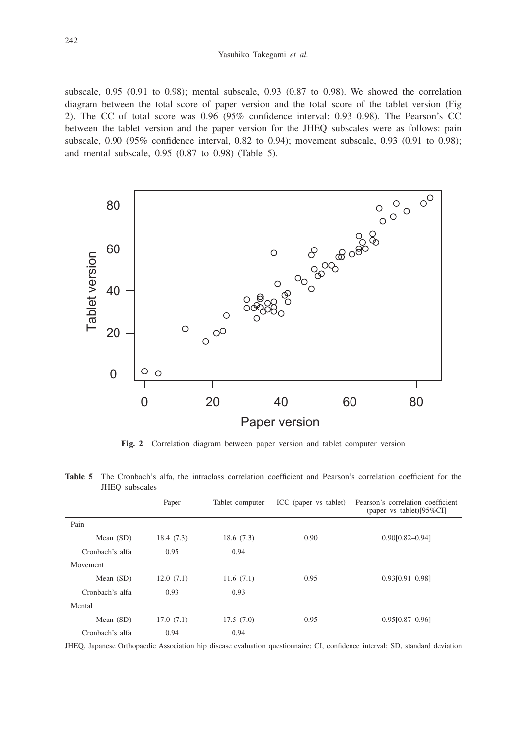subscale, 0.95 (0.91 to 0.98); mental subscale, 0.93 (0.87 to 0.98). We showed the correlation diagram between the total score of paper version and the total score of the tablet version (Fig 2). The CC of total score was 0.96 (95% confidence interval: 0.93–0.98). The Pearson's CC between the tablet version and the paper version for the JHEQ subscales were as follows: pain subscale, 0.90 (95% confidence interval, 0.82 to 0.94); movement subscale, 0.93 (0.91 to 0.98); and mental subscale, 0.95 (0.87 to 0.98) (Table 5).

**Fig. 2** Correlation diagram between paper version and tablet computer version

**Table 5** The Cronbach's alfa, the intraclass correlation coefficient and Pearson's correlation coefficient for the JHEQ subscales

| | Paper | Tablet computer | ICC (paper vs tablet) | Pearson's correlation coefficient (paper vs tablet)[95%CI] |
|---|---|---|---|---|
| Pain | | | | |
| Mean (SD) | 18.4 (7.3) | 18.6 (7.3) | 0.90 | 0.90[0.82–0.94] |
| Cronbach's alfa | 0.95 | 0.94 | | |
| Movement | | | | |
| Mean (SD) | 12.0 (7.1) | 11.6 (7.1) | 0.95 | 0.93[0.91–0.98] |
| Cronbach's alfa | 0.93 | 0.93 | | |
| Mental | | | | |
| Mean (SD) | 17.0 (7.1) | 17.5 (7.0) | 0.95 | 0.95[0.87–0.96] |
| Cronbach's alfa | 0.94 | 0.94 | | |

JHEQ, Japanese Orthopaedic Association hip disease evaluation questionnaire; CI, confidence interval; SD, standard deviation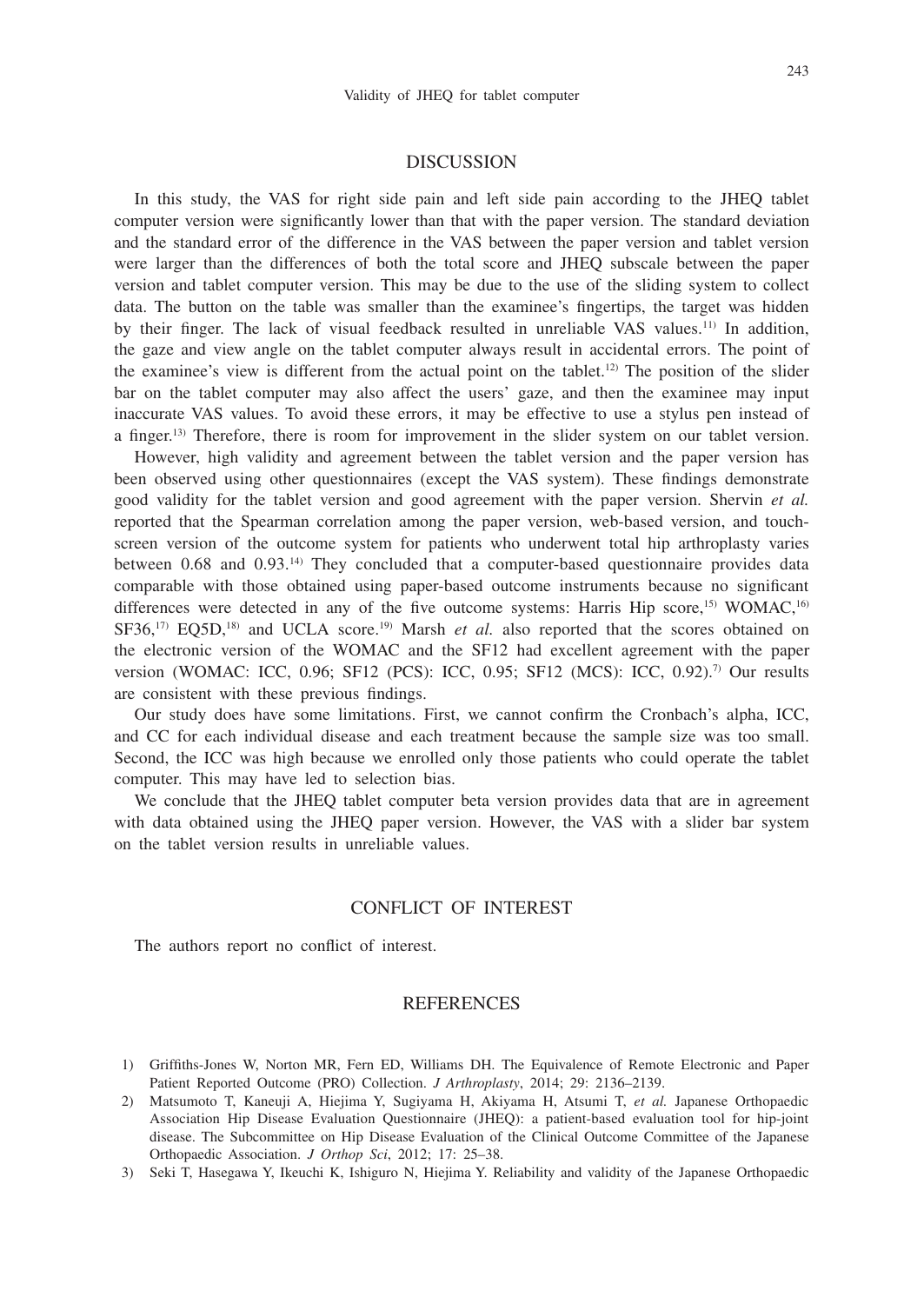## DISCUSSION

In this study, the VAS for right side pain and left side pain according to the JHEQ tablet computer version were significantly lower than that with the paper version. The standard deviation and the standard error of the difference in the VAS between the paper version and tablet version were larger than the differences of both the total score and JHEQ subscale between the paper version and tablet computer version. This may be due to the use of the sliding system to collect data. The button on the table was smaller than the examinee's fingertips, the target was hidden by their finger. The lack of visual feedback resulted in unreliable VAS values.[11] In addition, the gaze and view angle on the tablet computer always result in accidental errors. The point of the examinee's view is different from the actual point on the tablet.[12] The position of the slider bar on the tablet computer may also affect the users' gaze, and then the examinee may input inaccurate VAS values. To avoid these errors, it may be effective to use a stylus pen instead of a finger.[13] Therefore, there is room for improvement in the slider system on our tablet version.

However, high validity and agreement between the tablet version and the paper version has been observed using other questionnaires (except the VAS system). These findings demonstrate good validity for the tablet version and good agreement with the paper version. Shervin *et al.* reported that the Spearman correlation among the paper version, web-based version, and touch-screen version of the outcome system for patients who underwent total hip arthroplasty varies between 0.68 and 0.93.[14] They concluded that a computer-based questionnaire provides data comparable with those obtained using paper-based outcome instruments because no significant differences were detected in any of the five outcome systems: Harris Hip score,[15] WOMAC,[16] SF36,[17] EQ5D,[18] and UCLA score.[19] Marsh *et al.* also reported that the scores obtained on the electronic version of the WOMAC and the SF12 had excellent agreement with the paper version (WOMAC: ICC, 0.96; SF12 (PCS): ICC, 0.95; SF12 (MCS): ICC, 0.92).[7] Our results are consistent with these previous findings.

Our study does have some limitations. First, we cannot confirm the Cronbach's alpha, ICC, and CC for each individual disease and each treatment because the sample size was too small. Second, the ICC was high because we enrolled only those patients who could operate the tablet computer. This may have led to selection bias.

We conclude that the JHEQ tablet computer beta version provides data that are in agreement with data obtained using the JHEQ paper version. However, the VAS with a slider bar system on the tablet version results in unreliable values.

## CONFLICT OF INTEREST

The authors report no conflict of interest.

## REFERENCES

1) Griffiths-Jones W, Norton MR, Fern ED, Williams DH. The Equivalence of Remote Electronic and Paper Patient Reported Outcome (PRO) Collection. *J Arthroplasty*, 2014; 29: 2136–2139.
2) Matsumoto T, Kaneuji A, Hiejima Y, Sugiyama H, Akiyama H, Atsumi T, *et al.* Japanese Orthopaedic Association Hip Disease Evaluation Questionnaire (JHEQ): a patient-based evaluation tool for hip-joint disease. The Subcommittee on Hip Disease Evaluation of the Clinical Outcome Committee of the Japanese Orthopaedic Association. *J Orthop Sci*, 2012; 17: 25–38.
3) Seki T, Hasegawa Y, Ikeuchi K, Ishiguro N, Hiejima Y. Reliability and validity of the Japanese Orthopaedic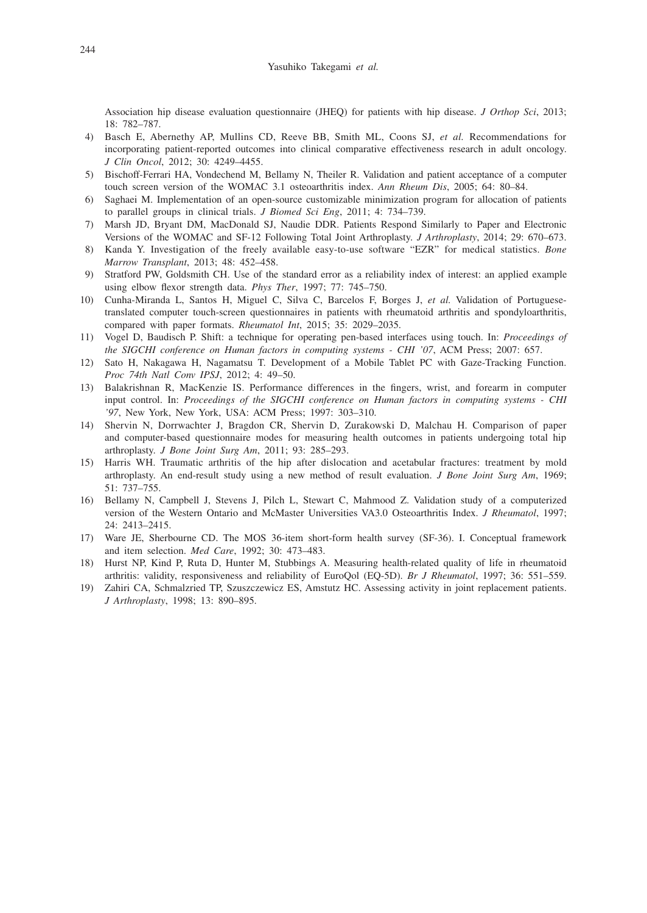Association hip disease evaluation questionnaire (JHEQ) for patients with hip disease. *J Orthop Sci*, 2013; 18: 782–787.

4) Basch E, Abernethy AP, Mullins CD, Reeve BB, Smith ML, Coons SJ, *et al.* Recommendations for incorporating patient-reported outcomes into clinical comparative effectiveness research in adult oncology. *J Clin Oncol*, 2012; 30: 4249–4455.
5) Bischoff-Ferrari HA, Vondechend M, Bellamy N, Theiler R. Validation and patient acceptance of a computer touch screen version of the WOMAC 3.1 osteoarthritis index. *Ann Rheum Dis*, 2005; 64: 80–84.
6) Saghaei M. Implementation of an open-source customizable minimization program for allocation of patients to parallel groups in clinical trials. *J Biomed Sci Eng*, 2011; 4: 734–739.
7) Marsh JD, Bryant DM, MacDonald SJ, Naudie DDR. Patients Respond Similarly to Paper and Electronic Versions of the WOMAC and SF-12 Following Total Joint Arthroplasty. *J Arthroplasty*, 2014; 29: 670–673.
8) Kanda Y. Investigation of the freely available easy-to-use software "EZR" for medical statistics. *Bone Marrow Transplant*, 2013; 48: 452–458.
9) Stratford PW, Goldsmith CH. Use of the standard error as a reliability index of interest: an applied example using elbow flexor strength data. *Phys Ther*, 1997; 77: 745–750.
10) Cunha-Miranda L, Santos H, Miguel C, Silva C, Barcelos F, Borges J, *et al.* Validation of Portuguese-translated computer touch-screen questionnaires in patients with rheumatoid arthritis and spondyloarthritis, compared with paper formats. *Rheumatol Int*, 2015; 35: 2029–2035.
11) Vogel D, Baudisch P. Shift: a technique for operating pen-based interfaces using touch. In: *Proceedings of the SIGCHI conference on Human factors in computing systems - CHI '07*, ACM Press; 2007: 657.
12) Sato H, Nakagawa H, Nagamatsu T. Development of a Mobile Tablet PC with Gaze-Tracking Function. *Proc 74th Natl Conv IPSJ*, 2012; 4: 49–50.
13) Balakrishnan R, MacKenzie IS. Performance differences in the fingers, wrist, and forearm in computer input control. In: *Proceedings of the SIGCHI conference on Human factors in computing systems - CHI '97*, New York, New York, USA: ACM Press; 1997: 303–310.
14) Shervin N, Dorrwachter J, Bragdon CR, Shervin D, Zurakowski D, Malchau H. Comparison of paper and computer-based questionnaire modes for measuring health outcomes in patients undergoing total hip arthroplasty. *J Bone Joint Surg Am*, 2011; 93: 285–293.
15) Harris WH. Traumatic arthritis of the hip after dislocation and acetabular fractures: treatment by mold arthroplasty. An end-result study using a new method of result evaluation. *J Bone Joint Surg Am*, 1969; 51: 737–755.
16) Bellamy N, Campbell J, Stevens J, Pilch L, Stewart C, Mahmood Z. Validation study of a computerized version of the Western Ontario and McMaster Universities VA3.0 Osteoarthritis Index. *J Rheumatol*, 1997; 24: 2413–2415.
17) Ware JE, Sherbourne CD. The MOS 36-item short-form health survey (SF-36). I. Conceptual framework and item selection. *Med Care*, 1992; 30: 473–483.
18) Hurst NP, Kind P, Ruta D, Hunter M, Stubbings A. Measuring health-related quality of life in rheumatoid arthritis: validity, responsiveness and reliability of EuroQol (EQ-5D). *Br J Rheumatol*, 1997; 36: 551–559.
19) Zahiri CA, Schmalzried TP, Szuszczewicz ES, Amstutz HC. Assessing activity in joint replacement patients. *J Arthroplasty*, 1998; 13: 890–895.